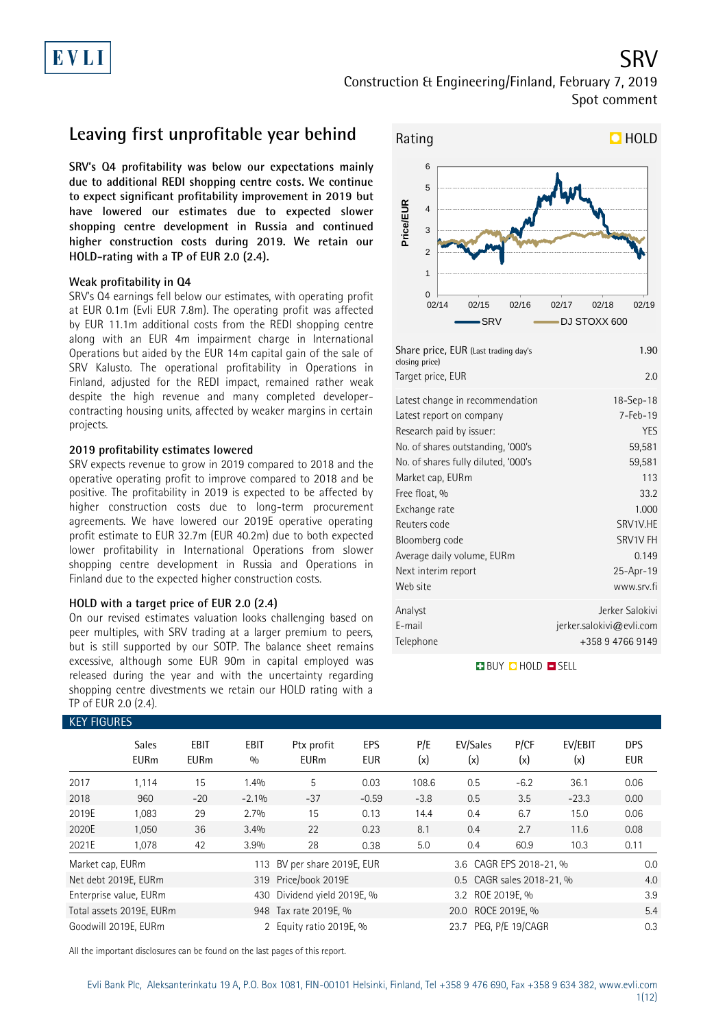# SRV

Construction & Engineering/Finland, February 7, 2019
Spot comment

## Leaving first unprofitable year behind

**SRV's Q4 profitability was below our expectations mainly due to additional REDI shopping centre costs. We continue to expect significant profitability improvement in 2019 but have lowered our estimates due to expected slower shopping centre development in Russia and continued higher construction costs during 2019. We retain our HOLD-rating with a TP of EUR 2.0 (2.4).**

### Weak profitability in Q4

SRV's Q4 earnings fell below our estimates, with operating profit at EUR 0.1m (Evli EUR 7.8m). The operating profit was affected by EUR 11.1m additional costs from the REDI shopping centre along with an EUR 4m impairment charge in International Operations but aided by the EUR 14m capital gain of the sale of SRV Kalusto. The operational profitability in Operations in Finland, adjusted for the REDI impact, remained rather weak despite the high revenue and many completed developer-contracting housing units, affected by weaker margins in certain projects.

### 2019 profitability estimates lowered

SRV expects revenue to grow in 2019 compared to 2018 and the operative operating profit to improve compared to 2018 and be positive. The profitability in 2019 is expected to be affected by higher construction costs due to long-term procurement agreements. We have lowered our 2019E operative operating profit estimate to EUR 32.7m (EUR 40.2m) due to both expected lower profitability in International Operations from slower shopping centre development in Russia and Operations in Finland due to the expected higher construction costs.

### HOLD with a target price of EUR 2.0 (2.4)

On our revised estimates valuation looks challenging based on peer multiples, with SRV trading at a larger premium to peers, but is still supported by our SOTP. The balance sheet remains excessive, although some EUR 90m in capital employed was released during the year and with the uncertainty regarding shopping centre divestments we retain our HOLD rating with a TP of EUR 2.0 (2.4).

Rating: HOLD

| | |
|---|---|
| Share price, EUR (Last trading day's closing price) | 1.90 |
| Target price, EUR | 2.0 |
| Latest change in recommendation | 18-Sep-18 |
| Latest report on company | 7-Feb-19 |
| Research paid by issuer: | YES |
| No. of shares outstanding, '000's | 59,581 |
| No. of shares fully diluted, '000's | 59,581 |
| Market cap, EURm | 113 |
| Free float, % | 33.2 |
| Exchange rate | 1.000 |
| Reuters code | SRV1V.HE |
| Bloomberg code | SRV1V FH |
| Average daily volume, EURm | 0.149 |
| Next interim report | 25-Apr-19 |
| Web site | www.srv.fi |
| Analyst | Jerker Salokivi |
| E-mail | jerker.salokivi@evli.com |
| Telephone | +358 9 4766 9149 |

BUY HOLD SELL

### KEY FIGURES

| | Sales EURm | EBIT EURm | EBIT % | Ptx profit EURm | EPS EUR | P/E (x) | EV/Sales (x) | P/CF (x) | EV/EBIT (x) | DPS EUR |
|---|---|---|---|---|---|---|---|---|---|---|
| 2017 | 1,114 | 15 | 1.4% | 5 | 0.03 | 108.6 | 0.5 | -6.2 | 36.1 | 0.06 |
| 2018 | 960 | -20 | -2.1% | -37 | -0.59 | -3.8 | 0.5 | 3.5 | -23.3 | 0.00 |
| 2019E | 1,083 | 29 | 2.7% | 15 | 0.13 | 14.4 | 0.4 | 6.7 | 15.0 | 0.06 |
| 2020E | 1,050 | 36 | 3.4% | 22 | 0.23 | 8.1 | 0.4 | 2.7 | 11.6 | 0.08 |
| 2021E | 1,078 | 42 | 3.9% | 28 | 0.38 | 5.0 | 0.4 | 60.9 | 10.3 | 0.11 |

| | | | | | |
|---|---|---|---|---|---|
| Market cap, EURm | 113 | BV per share 2019E, EUR | 3.6 | CAGR EPS 2018-21, % | 0.0 |
| Net debt 2019E, EURm | 319 | Price/book 2019E | 0.5 | CAGR sales 2018-21, % | 4.0 |
| Enterprise value, EURm | 430 | Dividend yield 2019E, % | 3.2 | ROE 2019E, % | 3.9 |
| Total assets 2019E, EURm | 948 | Tax rate 2019E, % | 20.0 | ROCE 2019E, % | 5.4 |
| Goodwill 2019E, EURm | 2 | Equity ratio 2019E, % | 23.7 | PEG, P/E 19/CAGR | 0.3 |

All the important disclosures can be found on the last pages of this report.

Evli Bank Plc, Aleksanterinkatu 19 A, P.O. Box 1081, FIN-00101 Helsinki, Finland, Tel +358 9 476 690, Fax +358 9 634 382, www.evli.com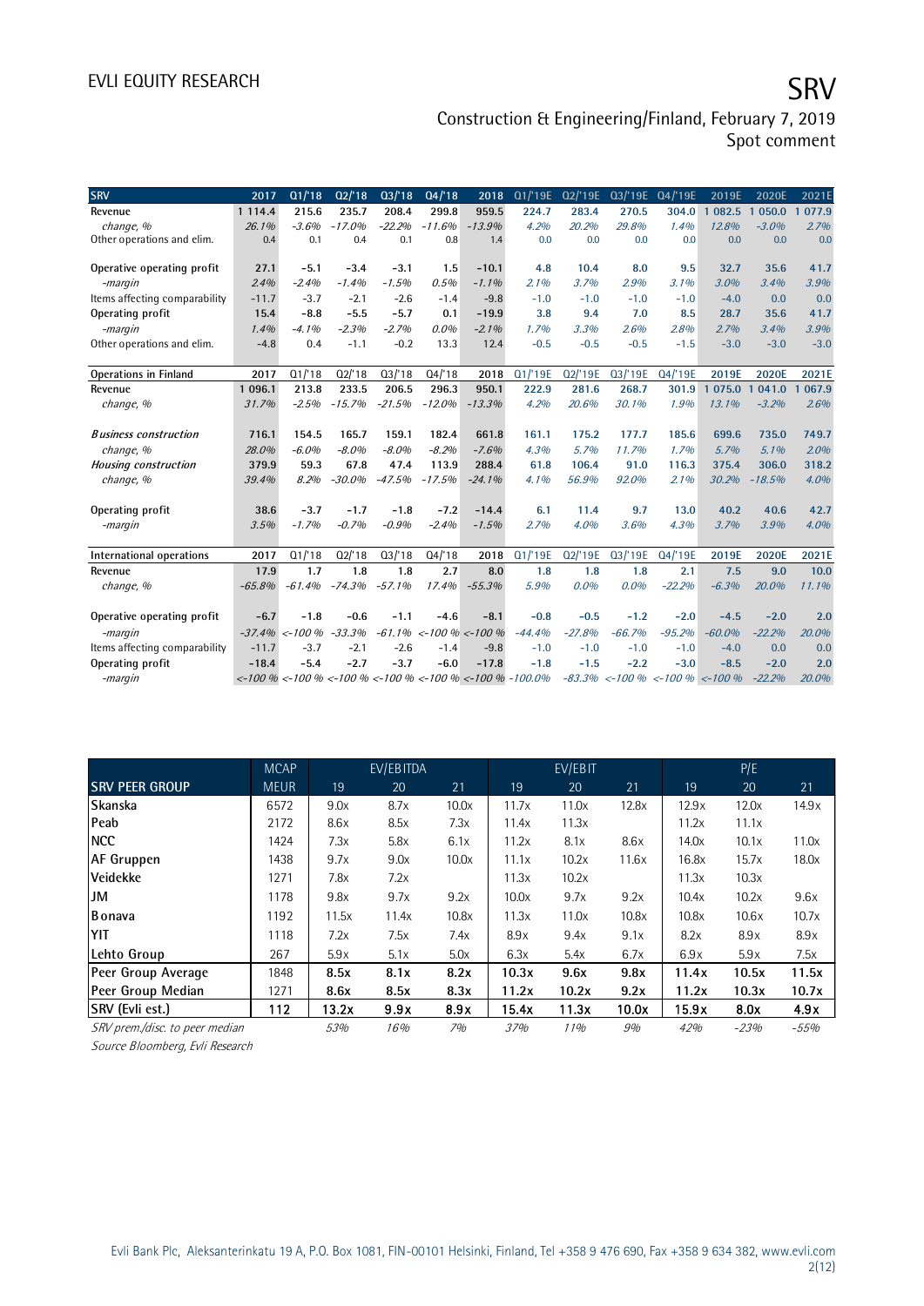# SRV

Construction & Engineering/Finland, February 7, 2019
Spot comment

| SRV | 2017 | Q1/'18 | Q2/'18 | Q3/'18 | Q4/'18 | 2018 | Q1/'19E | Q2/'19E | Q3/'19E | Q4/'19E | 2019E | 2020E | 2021E |
|---|---|---|---|---|---|---|---|---|---|---|---|---|---|
| Revenue | 1 114.4 | 215.6 | 235.7 | 208.4 | 299.8 | 959.5 | 224.7 | 283.4 | 270.5 | 304.0 | 1 082.5 | 1 050.0 | 1 077.9 |
| *change, %* | *26.1%* | *-3.6%* | *-17.0%* | *-22.2%* | *-11.6%* | *-13.9%* | *4.2%* | *20.2%* | *29.8%* | *1.4%* | *12.8%* | *-3.0%* | *2.7%* |
| Other operations and elim. | 0.4 | 0.1 | 0.4 | 0.1 | 0.8 | 1.4 | 0.0 | 0.0 | 0.0 | 0.0 | 0.0 | 0.0 | 0.0 |
| | | | | | | | | | | | | | |
| Operative operating profit | 27.1 | -5.1 | -3.4 | -3.1 | 1.5 | -10.1 | 4.8 | 10.4 | 8.0 | 9.5 | 32.7 | 35.6 | 41.7 |
| *-margin* | *2.4%* | *-2.4%* | *-1.4%* | *-1.5%* | *0.5%* | *-1.1%* | *2.1%* | *3.7%* | *2.9%* | *3.1%* | *3.0%* | *3.4%* | *3.9%* |
| Items affecting comparability | -11.7 | -3.7 | -2.1 | -2.6 | -1.4 | -9.8 | -1.0 | -1.0 | -1.0 | -1.0 | -4.0 | 0.0 | 0.0 |
| Operating profit | 15.4 | -8.8 | -5.5 | -5.7 | 0.1 | -19.9 | 3.8 | 9.4 | 7.0 | 8.5 | 28.7 | 35.6 | 41.7 |
| *-margin* | *1.4%* | *-4.1%* | *-2.3%* | *-2.7%* | *0.0%* | *-2.1%* | *1.7%* | *3.3%* | *2.6%* | *2.8%* | *2.7%* | *3.4%* | *3.9%* |
| Other operations and elim. | -4.8 | 0.4 | -1.1 | -0.2 | 13.3 | 12.4 | -0.5 | -0.5 | -0.5 | -1.5 | -3.0 | -3.0 | -3.0 |

| Operations in Finland | 2017 | Q1/'18 | Q2/'18 | Q3/'18 | Q4/'18 | 2018 | Q1/'19E | Q2/'19E | Q3/'19E | Q4/'19E | 2019E | 2020E | 2021E |
|---|---|---|---|---|---|---|---|---|---|---|---|---|---|
| Revenue | 1 096.1 | 213.8 | 233.5 | 206.5 | 296.3 | 950.1 | 222.9 | 281.6 | 268.7 | 301.9 | 1 075.0 | 1 041.0 | 1 067.9 |
| *change, %* | *31.7%* | *-2.5%* | *-15.7%* | *-21.5%* | *-12.0%* | *-13.3%* | *4.2%* | *20.6%* | *30.1%* | *1.9%* | *13.1%* | *-3.2%* | *2.6%* |
| | | | | | | | | | | | | | |
| *Business construction* | 716.1 | 154.5 | 165.7 | 159.1 | 182.4 | 661.8 | 161.1 | 175.2 | 177.7 | 185.6 | 699.6 | 735.0 | 749.7 |
| *change, %* | *28.0%* | *-6.0%* | *-8.0%* | *-8.0%* | *-8.2%* | *-7.6%* | *4.3%* | *5.7%* | *11.7%* | *1.7%* | *5.7%* | *5.1%* | *2.0%* |
| *Housing construction* | 379.9 | 59.3 | 67.8 | 47.4 | 113.9 | 288.4 | 61.8 | 106.4 | 91.0 | 116.3 | 375.4 | 306.0 | 318.2 |
| *change, %* | *39.4%* | *8.2%* | *-30.0%* | *-47.5%* | *-17.5%* | *-24.1%* | *4.1%* | *56.9%* | *92.0%* | *2.1%* | *30.2%* | *-18.5%* | *4.0%* |
| | | | | | | | | | | | | | |
| Operating profit | 38.6 | -3.7 | -1.7 | -1.8 | -7.2 | -14.4 | 6.1 | 11.4 | 9.7 | 13.0 | 40.2 | 40.6 | 42.7 |
| *-margin* | *3.5%* | *-1.7%* | *-0.7%* | *-0.9%* | *-2.4%* | *-1.5%* | *2.7%* | *4.0%* | *3.6%* | *4.3%* | *3.7%* | *3.9%* | *4.0%* |

| International operations | 2017 | Q1/'18 | Q2/'18 | Q3/'18 | Q4/'18 | 2018 | Q1/'19E | Q2/'19E | Q3/'19E | Q4/'19E | 2019E | 2020E | 2021E |
|---|---|---|---|---|---|---|---|---|---|---|---|---|---|
| Revenue | 17.9 | 1.7 | 1.8 | 1.8 | 2.7 | 8.0 | 1.8 | 1.8 | 1.8 | 2.1 | 7.5 | 9.0 | 10.0 |
| *change, %* | *-65.8%* | *-61.4%* | *-74.3%* | *-57.1%* | *17.4%* | *-55.3%* | *5.9%* | *0.0%* | *0.0%* | *-22.2%* | *-6.3%* | *20.0%* | *11.1%* |
| | | | | | | | | | | | | | |
| Operative operating profit | -6.7 | -1.8 | -0.6 | -1.1 | -4.6 | -8.1 | -0.8 | -0.5 | -1.2 | -2.0 | -4.5 | -2.0 | 2.0 |
| *-margin* | *-37.4%* | *<-100 %* | *-33.3%* | *-61.1%* | *<-100 %* | *<-100 %* | *-44.4%* | *-27.8%* | *-66.7%* | *-95.2%* | *-60.0%* | *-22.2%* | *20.0%* |
| Items affecting comparability | -11.7 | -3.7 | -2.1 | -2.6 | -1.4 | -9.8 | -1.0 | -1.0 | -1.0 | -1.0 | -4.0 | 0.0 | 0.0 |
| Operating profit | -18.4 | -5.4 | -2.7 | -3.7 | -6.0 | -17.8 | -1.8 | -1.5 | -2.2 | -3.0 | -8.5 | -2.0 | 2.0 |
| *-margin* | *<-100 %* | *<-100 %* | *<-100 %* | *<-100 %* | *<-100 %* | *<-100 %* | *-100.0%* | *-83.3%* | *<-100 %* | *<-100 %* | *<-100 %* | *-22.2%* | *20.0%* |

| | MCAP | EV/EBITDA | | | EV/EBIT | | | P/E | | |
|---|---|---|---|---|---|---|---|---|---|---|
| **SRV PEER GROUP** | MEUR | 19 | 20 | 21 | 19 | 20 | 21 | 19 | 20 | 21 |
| Skanska | 6572 | 9.0x | 8.7x | 10.0x | 11.7x | 11.0x | 12.8x | 12.9x | 12.0x | 14.9x |
| Peab | 2172 | 8.6x | 8.5x | 7.3x | 11.4x | 11.3x | | 11.2x | 11.1x | |
| NCC | 1424 | 7.3x | 5.8x | 6.1x | 11.2x | 8.1x | 8.6x | 14.0x | 10.1x | 11.0x |
| AF Gruppen | 1438 | 9.7x | 9.0x | 10.0x | 11.1x | 10.2x | 11.6x | 16.8x | 15.7x | 18.0x |
| Veidekke | 1271 | 7.8x | 7.2x | | 11.3x | 10.2x | | 11.3x | 10.3x | |
| JM | 1178 | 9.8x | 9.7x | 9.2x | 10.0x | 9.7x | 9.2x | 10.4x | 10.2x | 9.6x |
| Bonava | 1192 | 11.5x | 11.4x | 10.8x | 11.3x | 11.0x | 10.8x | 10.8x | 10.6x | 10.7x |
| YIT | 1118 | 7.2x | 7.5x | 7.4x | 8.9x | 9.4x | 9.1x | 8.2x | 8.9x | 8.9x |
| Lehto Group | 267 | 5.9x | 5.1x | 5.0x | 6.3x | 5.4x | 6.7x | 6.9x | 5.9x | 7.5x |
| Peer Group Average | 1848 | **8.5x** | **8.1x** | **8.2x** | **10.3x** | **9.6x** | **9.8x** | **11.4x** | **10.5x** | **11.5x** |
| Peer Group Median | 1271 | **8.6x** | **8.5x** | **8.3x** | **11.2x** | **10.2x** | **9.2x** | **11.2x** | **10.3x** | **10.7x** |
| **SRV (Evli est.)** | **112** | **13.2x** | **9.9x** | **8.9x** | **15.4x** | **11.3x** | **10.0x** | **15.9x** | **8.0x** | **4.9x** |
| *SRV prem./disc. to peer median* | | *53%* | *16%* | *7%* | *37%* | *11%* | *9%* | *42%* | *-23%* | *-55%* |

*Source Bloomberg, Evli Research*

Evli Bank Plc, Aleksanterinkatu 19 A, P.O. Box 1081, FIN-00101 Helsinki, Finland, Tel +358 9 476 690, Fax +358 9 634 382, www.evli.com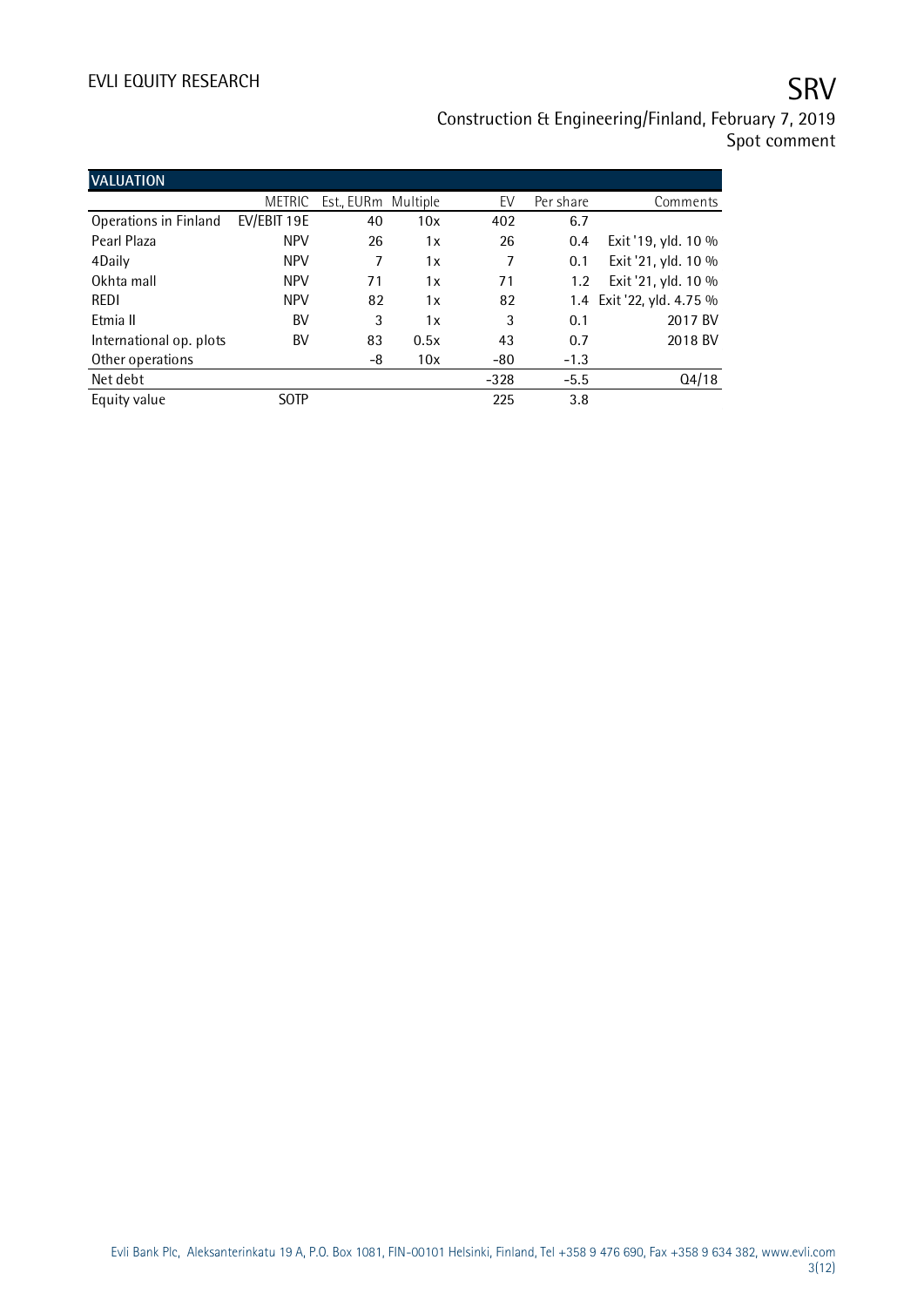## VALUATION

| | METRIC | Est., EURm | Multiple | EV | Per share | Comments |
|---|---|---|---|---|---|---|
| Operations in Finland | EV/EBIT 19E | 40 | 10x | 402 | 6.7 | |
| Pearl Plaza | NPV | 26 | 1x | 26 | 0.4 | Exit '19, yld. 10 % |
| 4Daily | NPV | 7 | 1x | 7 | 0.1 | Exit '21, yld. 10 % |
| Okhta mall | NPV | 71 | 1x | 71 | 1.2 | Exit '21, yld. 10 % |
| REDI | NPV | 82 | 1x | 82 | 1.4 | Exit '22, yld. 4.75 % |
| Etmia II | BV | 3 | 1x | 3 | 0.1 | 2017 BV |
| International op. plots | BV | 83 | 0.5x | 43 | 0.7 | 2018 BV |
| Other operations | | -8 | 10x | -80 | -1.3 | |
| Net debt | | | | -328 | -5.5 | Q4/18 |
| Equity value | SOTP | | | 225 | 3.8 | |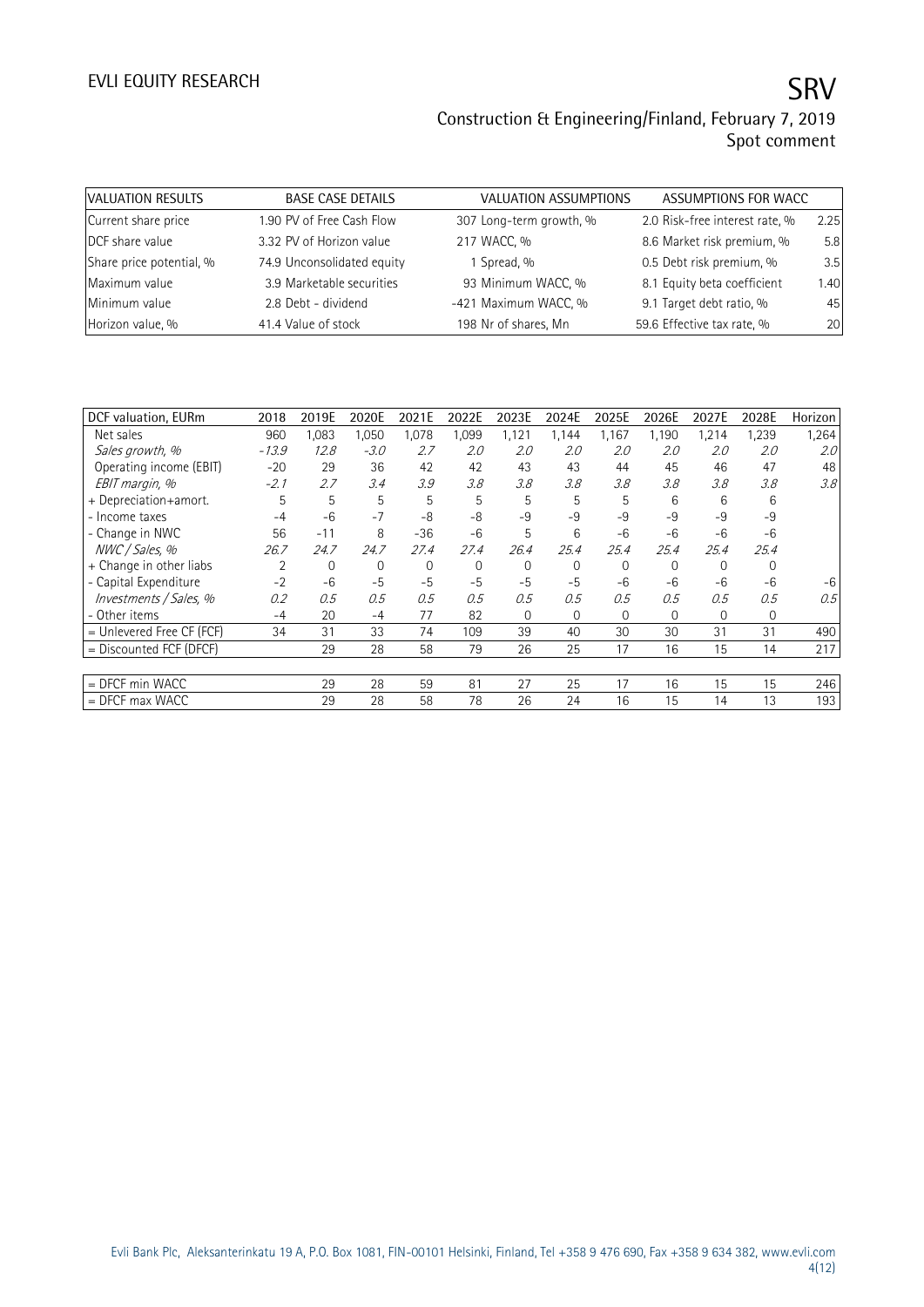| VALUATION RESULTS | | BASE CASE DETAILS | | VALUATION ASSUMPTIONS | | ASSUMPTIONS FOR WACC | |
|---|---|---|---|---|---|---|---|
| Current share price | 1.90 | PV of Free Cash Flow | 307 | Long-term growth, % | 2.0 | Risk-free interest rate, % | 2.25 |
| DCF share value | 3.32 | PV of Horizon value | 217 | WACC, % | 8.6 | Market risk premium, % | 5.8 |
| Share price potential, % | 74.9 | Unconsolidated equity | 1 | Spread, % | 0.5 | Debt risk premium, % | 3.5 |
| Maximum value | 3.9 | Marketable securities | 93 | Minimum WACC, % | 8.1 | Equity beta coefficient | 1.40 |
| Minimum value | 2.8 | Debt - dividend | -421 | Maximum WACC, % | 9.1 | Target debt ratio, % | 45 |
| Horizon value, % | 41.4 | Value of stock | 198 | Nr of shares, Mn | 59.6 | Effective tax rate, % | 20 |

| DCF valuation, EURm | 2018 | 2019E | 2020E | 2021E | 2022E | 2023E | 2024E | 2025E | 2026E | 2027E | 2028E | Horizon |
|---|---|---|---|---|---|---|---|---|---|---|---|---|
| Net sales | 960 | 1,083 | 1,050 | 1,078 | 1,099 | 1,121 | 1,144 | 1,167 | 1,190 | 1,214 | 1,239 | 1,264 |
| *Sales growth, %* | *-13.9* | *12.8* | *-3.0* | *2.7* | *2.0* | *2.0* | *2.0* | *2.0* | *2.0* | *2.0* | *2.0* | *2.0* |
| Operating income (EBIT) | -20 | 29 | 36 | 42 | 42 | 43 | 43 | 44 | 45 | 46 | 47 | 48 |
| *EBIT margin, %* | *-2.1* | *2.7* | *3.4* | *3.9* | *3.8* | *3.8* | *3.8* | *3.8* | *3.8* | *3.8* | *3.8* | *3.8* |
| + Depreciation+amort. | 5 | 5 | 5 | 5 | 5 | 5 | 5 | 5 | 6 | 6 | 6 | |
| - Income taxes | -4 | -6 | -7 | -8 | -8 | -9 | -9 | -9 | -9 | -9 | -9 | |
| - Change in NWC | 56 | -11 | 8 | -36 | -6 | 5 | 6 | -6 | -6 | -6 | -6 | |
| *NWC / Sales, %* | *26.7* | *24.7* | *24.7* | *27.4* | *27.4* | *26.4* | *25.4* | *25.4* | *25.4* | *25.4* | *25.4* | |
| + Change in other liabs | 2 | 0 | 0 | 0 | 0 | 0 | 0 | 0 | 0 | 0 | 0 | |
| - Capital Expenditure | -2 | -6 | -5 | -5 | -5 | -5 | -5 | -6 | -6 | -6 | -6 | -6 |
| *Investments / Sales, %* | *0.2* | *0.5* | *0.5* | *0.5* | *0.5* | *0.5* | *0.5* | *0.5* | *0.5* | *0.5* | *0.5* | *0.5* |
| - Other items | -4 | 20 | -4 | 77 | 82 | 0 | 0 | 0 | 0 | 0 | 0 | |
| = Unlevered Free CF (FCF) | 34 | 31 | 33 | 74 | 109 | 39 | 40 | 30 | 30 | 31 | 31 | 490 |
| = Discounted FCF (DFCF) | | 29 | 28 | 58 | 79 | 26 | 25 | 17 | 16 | 15 | 14 | 217 |
| | | | | | | | | | | | | |
| = DFCF min WACC | | 29 | 28 | 59 | 81 | 27 | 25 | 17 | 16 | 15 | 15 | 246 |
| = DFCF max WACC | | 29 | 28 | 58 | 78 | 26 | 24 | 16 | 15 | 14 | 13 | 193 |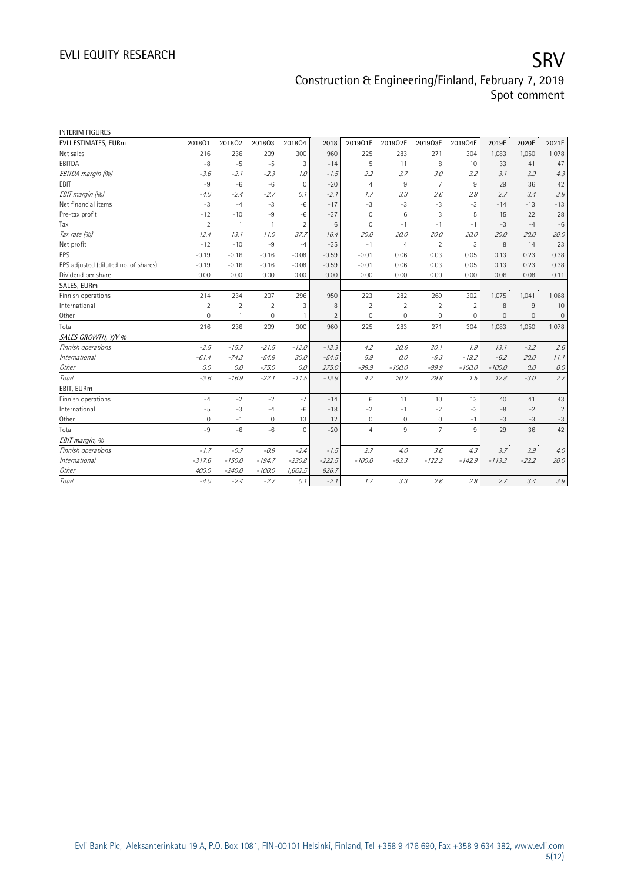# INTERIM FIGURES

| EVLI ESTIMATES, EURm | 2018Q1 | 2018Q2 | 2018Q3 | 2018Q4 | 2018 | 2019Q1E | 2019Q2E | 2019Q3E | 2019Q4E | 2019E | 2020E | 2021E |
|---|---|---|---|---|---|---|---|---|---|---|---|---|
| Net sales | 216 | 236 | 209 | 300 | 960 | 225 | 283 | 271 | 304 | 1,083 | 1,050 | 1,078 |
| EBITDA | -8 | -5 | -5 | 3 | -14 | 5 | 11 | 8 | 10 | 33 | 41 | 47 |
| *EBITDA margin (%)* | *-3.6* | *-2.1* | *-2.3* | *1.0* | *-1.5* | *2.2* | *3.7* | *3.0* | *3.2* | *3.1* | *3.9* | *4.3* |
| EBIT | -9 | -6 | -6 | 0 | -20 | 4 | 9 | 7 | 9 | 29 | 36 | 42 |
| *EBIT margin (%)* | *-4.0* | *-2.4* | *-2.7* | *0.1* | *-2.1* | *1.7* | *3.3* | *2.6* | *2.8* | *2.7* | *3.4* | *3.9* |
| Net financial items | -3 | -4 | -3 | -6 | -17 | -3 | -3 | -3 | -3 | -14 | -13 | -13 |
| Pre-tax profit | -12 | -10 | -9 | -6 | -37 | 0 | 6 | 3 | 5 | 15 | 22 | 28 |
| Tax | 2 | 1 | 1 | 2 | 6 | 0 | -1 | -1 | -1 | -3 | -4 | -6 |
| *Tax rate (%)* | *12.4* | *13.1* | *11.0* | *37.7* | *16.4* | *20.0* | *20.0* | *20.0* | *20.0* | *20.0* | *20.0* | *20.0* |
| Net profit | -12 | -10 | -9 | -4 | -35 | -1 | 4 | 2 | 3 | 8 | 14 | 23 |
| EPS | -0.19 | -0.16 | -0.16 | -0.08 | -0.59 | -0.01 | 0.06 | 0.03 | 0.05 | 0.13 | 0.23 | 0.38 |
| EPS adjusted (diluted no. of shares) | -0.19 | -0.16 | -0.16 | -0.08 | -0.59 | -0.01 | 0.06 | 0.03 | 0.05 | 0.13 | 0.23 | 0.38 |
| Dividend per share | 0.00 | 0.00 | 0.00 | 0.00 | 0.00 | 0.00 | 0.00 | 0.00 | 0.00 | 0.06 | 0.08 | 0.11 |
| **SALES, EURm** | | | | | | | | | | | | |
| Finnish operations | 214 | 234 | 207 | 296 | 950 | 223 | 282 | 269 | 302 | 1,075 | 1,041 | 1,068 |
| International | 2 | 2 | 2 | 3 | 8 | 2 | 2 | 2 | 2 | 8 | 9 | 10 |
| Other | 0 | 1 | 0 | 1 | 2 | 0 | 0 | 0 | 0 | 0 | 0 | 0 |
| Total | 216 | 236 | 209 | 300 | 960 | 225 | 283 | 271 | 304 | 1,083 | 1,050 | 1,078 |
| *SALES GROWTH, Y/Y %* | | | | | | | | | | | | |
| *Finnish operations* | *-2.5* | *-15.7* | *-21.5* | *-12.0* | *-13.3* | *4.2* | *20.6* | *30.1* | *1.9* | *13.1* | *-3.2* | *2.6* |
| *International* | *-61.4* | *-74.3* | *-54.8* | *30.0* | *-54.5* | *5.9* | *0.0* | *-5.3* | *-19.2* | *-6.2* | *20.0* | *11.1* |
| *Other* | *0.0* | *0.0* | *-75.0* | *0.0* | *275.0* | *-99.9* | *-100.0* | *-99.9* | *-100.0* | *-100.0* | *0.0* | *0.0* |
| *Total* | *-3.6* | *-16.9* | *-22.1* | *-11.5* | *-13.9* | *4.2* | *20.2* | *29.8* | *1.5* | *12.8* | *-3.0* | *2.7* |
| **EBIT, EURm** | | | | | | | | | | | | |
| Finnish operations | -4 | -2 | -2 | -7 | -14 | 6 | 11 | 10 | 13 | 40 | 41 | 43 |
| International | -5 | -3 | -4 | -6 | -18 | -2 | -1 | -2 | -3 | -8 | -2 | 2 |
| Other | 0 | -1 | 0 | 13 | 12 | 0 | 0 | 0 | -1 | -3 | -3 | -3 |
| Total | -9 | -6 | -6 | 0 | -20 | 4 | 9 | 7 | 9 | 29 | 36 | 42 |
| *EBIT margin, %* | | | | | | | | | | | | |
| *Finnish operations* | *-1.7* | *-0.7* | *-0.9* | *-2.4* | *-1.5* | *2.7* | *4.0* | *3.6* | *4.3* | *3.7* | *3.9* | *4.0* |
| *International* | *-317.6* | *-150.0* | *-194.7* | *-230.8* | *-222.5* | *-100.0* | *-83.3* | *-122.2* | *-142.9* | *-113.3* | *-22.2* | *20.0* |
| *Other* | *400.0* | *-240.0* | *-100.0* | *1,662.5* | *826.7* | | | | | | | |
| *Total* | *-4.0* | *-2.4* | *-2.7* | *0.1* | *-2.1* | *1.7* | *3.3* | *2.6* | *2.8* | *2.7* | *3.4* | *3.9* |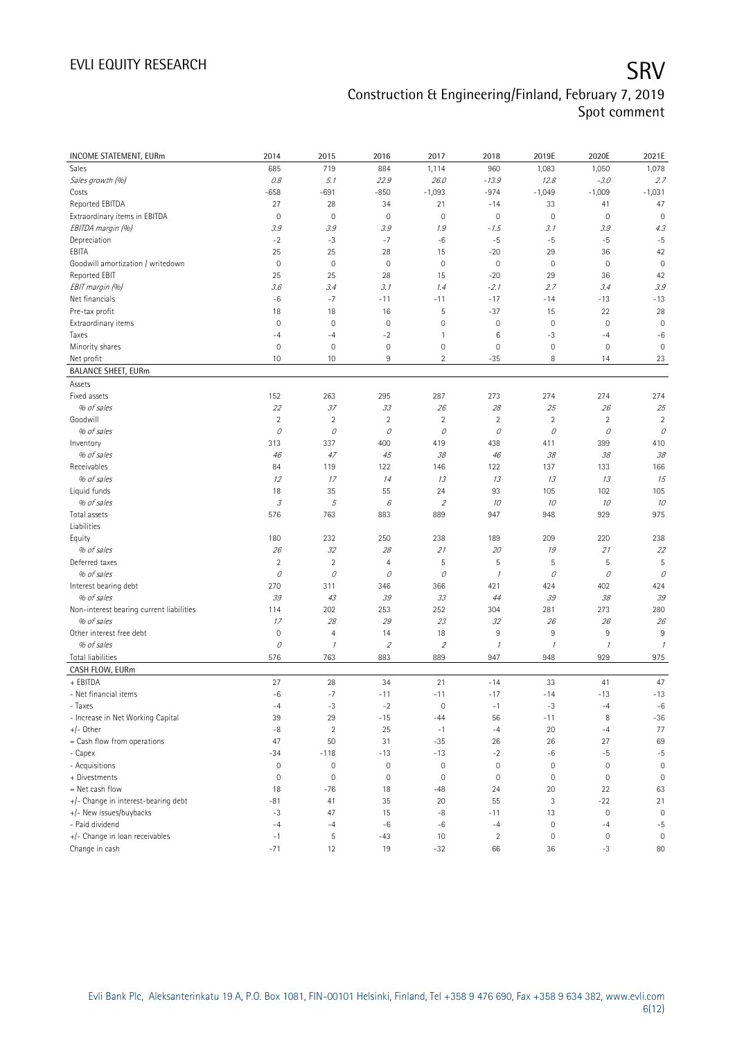# SRV

Construction & Engineering/Finland, February 7, 2019
Spot comment

| INCOME STATEMENT, EURm | 2014 | 2015 | 2016 | 2017 | 2018 | 2019E | 2020E | 2021E |
|---|---|---|---|---|---|---|---|---|
| Sales | 685 | 719 | 884 | 1,114 | 960 | 1,083 | 1,050 | 1,078 |
| *Sales growth (%)* | *0.8* | *5.1* | *22.9* | *26.0* | *-13.9* | *12.8* | *-3.0* | *2.7* |
| Costs | -658 | -691 | -850 | -1,093 | -974 | -1,049 | -1,009 | -1,031 |
| Reported EBITDA | 27 | 28 | 34 | 21 | -14 | 33 | 41 | 47 |
| Extraordinary items in EBITDA | 0 | 0 | 0 | 0 | 0 | 0 | 0 | 0 |
| *EBITDA margin (%)* | *3.9* | *3.9* | *3.9* | *1.9* | *-1.5* | *3.1* | *3.9* | *4.3* |
| Depreciation | -2 | -3 | -7 | -6 | -5 | -5 | -5 | -5 |
| EBITA | 25 | 25 | 28 | 15 | -20 | 29 | 36 | 42 |
| Goodwill amortization / writedown | 0 | 0 | 0 | 0 | 0 | 0 | 0 | 0 |
| Reported EBIT | 25 | 25 | 28 | 15 | -20 | 29 | 36 | 42 |
| *EBIT margin (%)* | *3.6* | *3.4* | *3.1* | *1.4* | *-2.1* | *2.7* | *3.4* | *3.9* |
| Net financials | -6 | -7 | -11 | -11 | -17 | -14 | -13 | -13 |
| Pre-tax profit | 18 | 18 | 16 | 5 | -37 | 15 | 22 | 28 |
| Extraordinary items | 0 | 0 | 0 | 0 | 0 | 0 | 0 | 0 |
| Taxes | -4 | -4 | -2 | 1 | 6 | -3 | -4 | -6 |
| Minority shares | 0 | 0 | 0 | 0 | 0 | 0 | 0 | 0 |
| Net profit | 10 | 10 | 9 | 2 | -35 | 8 | 14 | 23 |
| **BALANCE SHEET, EURm** | | | | | | | | |
| Assets | | | | | | | | |
| Fixed assets | 152 | 263 | 295 | 287 | 273 | 274 | 274 | 274 |
| *% of sales* | *22* | *37* | *33* | *26* | *28* | *25* | *26* | *25* |
| Goodwill | 2 | 2 | 2 | 2 | 2 | 2 | 2 | 2 |
| *% of sales* | *0* | *0* | *0* | *0* | *0* | *0* | *0* | *0* |
| Inventory | 313 | 337 | 400 | 419 | 438 | 411 | 399 | 410 |
| *% of sales* | *46* | *47* | *45* | *38* | *46* | *38* | *38* | *38* |
| Receivables | 84 | 119 | 122 | 146 | 122 | 137 | 133 | 166 |
| *% of sales* | *12* | *17* | *14* | *13* | *13* | *13* | *13* | *15* |
| Liquid funds | 18 | 35 | 55 | 24 | 93 | 105 | 102 | 105 |
| *% of sales* | *3* | *5* | *6* | *2* | *10* | *10* | *10* | *10* |
| Total assets | 576 | 763 | 883 | 889 | 947 | 948 | 929 | 975 |
| Liabilities | | | | | | | | |
| Equity | 180 | 232 | 250 | 238 | 189 | 209 | 220 | 238 |
| *% of sales* | *26* | *32* | *28* | *21* | *20* | *19* | *21* | *22* |
| Deferred taxes | 2 | 2 | 4 | 5 | 5 | 5 | 5 | 5 |
| *% of sales* | *0* | *0* | *0* | *0* | *1* | *0* | *0* | *0* |
| Interest bearing debt | 270 | 311 | 346 | 366 | 421 | 424 | 402 | 424 |
| *% of sales* | *39* | *43* | *39* | *33* | *44* | *39* | *38* | *39* |
| Non-interest bearing current liabilities | 114 | 202 | 253 | 252 | 304 | 281 | 273 | 280 |
| *% of sales* | *17* | *28* | *29* | *23* | *32* | *26* | *26* | *26* |
| Other interest free debt | 0 | 4 | 14 | 18 | 9 | 9 | 9 | 9 |
| *% of sales* | *0* | *1* | *2* | *2* | *1* | *1* | *1* | *1* |
| Total liabilities | 576 | 763 | 883 | 889 | 947 | 948 | 929 | 975 |
| **CASH FLOW, EURm** | | | | | | | | |
| + EBITDA | 27 | 28 | 34 | 21 | -14 | 33 | 41 | 47 |
| - Net financial items | -6 | -7 | -11 | -11 | -17 | -14 | -13 | -13 |
| - Taxes | -4 | -3 | -2 | 0 | -1 | -3 | -4 | -6 |
| - Increase in Net Working Capital | 39 | 29 | -15 | -44 | 56 | -11 | 8 | -36 |
| +/- Other | -8 | 2 | 25 | -1 | -4 | 20 | -4 | 77 |
| = Cash flow from operations | 47 | 50 | 31 | -35 | 26 | 26 | 27 | 69 |
| - Capex | -34 | -118 | -13 | -13 | -2 | -6 | -5 | -5 |
| - Acquisitions | 0 | 0 | 0 | 0 | 0 | 0 | 0 | 0 |
| + Divestments | 0 | 0 | 0 | 0 | 0 | 0 | 0 | 0 |
| = Net cash flow | 18 | -76 | 18 | -48 | 24 | 20 | 22 | 63 |
| +/- Change in interest-bearing debt | -81 | 41 | 35 | 20 | 55 | 3 | -22 | 21 |
| +/- New issues/buybacks | -3 | 47 | 15 | -8 | -11 | 13 | 0 | 0 |
| - Paid dividend | -4 | -4 | -6 | -6 | -4 | 0 | -4 | -5 |
| +/- Change in loan receivables | -1 | 5 | -43 | 10 | 2 | 0 | 0 | 0 |
| Change in cash | -71 | 12 | 19 | -32 | 66 | 36 | -3 | 80 |

Evli Bank Plc, Aleksanterinkatu 19 A, P.O. Box 1081, FIN-00101 Helsinki, Finland, Tel +358 9 476 690, Fax +358 9 634 382, www.evli.com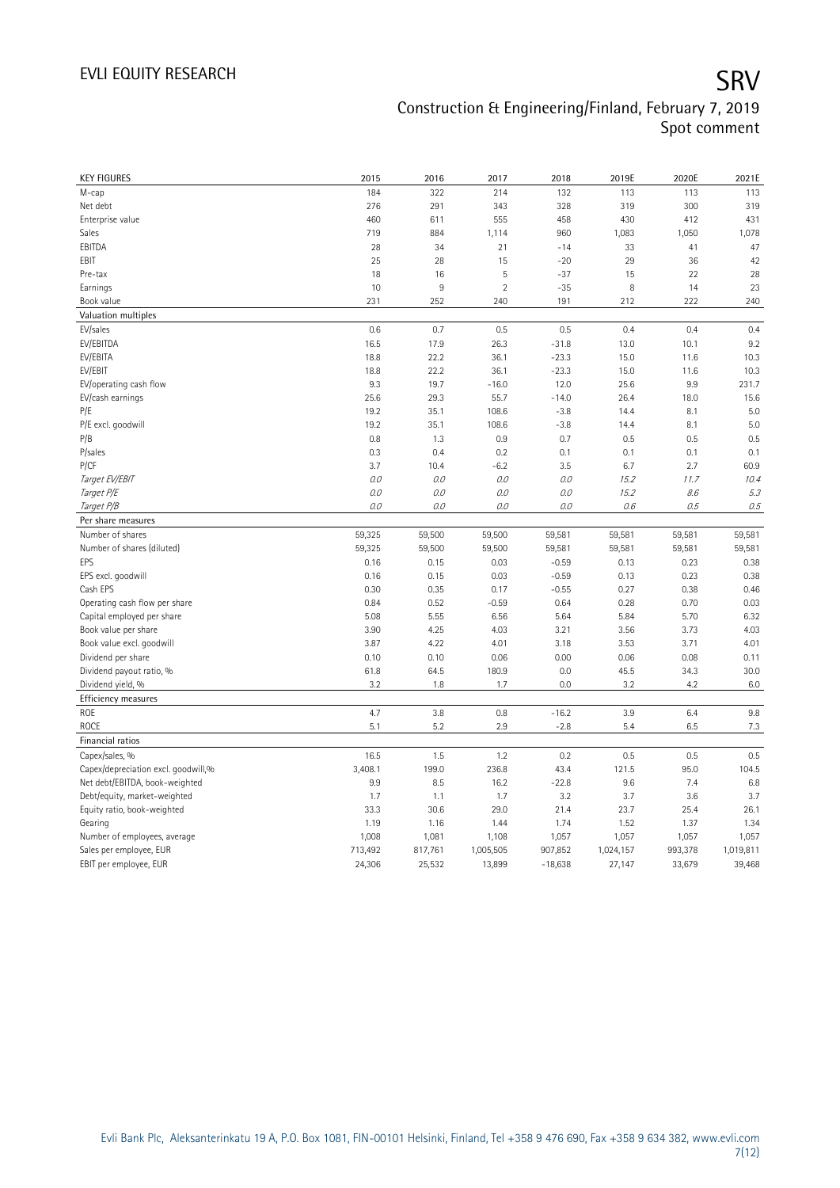# SRV

Construction & Engineering/Finland, February 7, 2019
Spot comment

| KEY FIGURES | 2015 | 2016 | 2017 | 2018 | 2019E | 2020E | 2021E |
|---|---|---|---|---|---|---|---|
| M-cap | 184 | 322 | 214 | 132 | 113 | 113 | 113 |
| Net debt | 276 | 291 | 343 | 328 | 319 | 300 | 319 |
| Enterprise value | 460 | 611 | 555 | 458 | 430 | 412 | 431 |
| Sales | 719 | 884 | 1,114 | 960 | 1,083 | 1,050 | 1,078 |
| EBITDA | 28 | 34 | 21 | -14 | 33 | 41 | 47 |
| EBIT | 25 | 28 | 15 | -20 | 29 | 36 | 42 |
| Pre-tax | 18 | 16 | 5 | -37 | 15 | 22 | 28 |
| Earnings | 10 | 9 | 2 | -35 | 8 | 14 | 23 |
| Book value | 231 | 252 | 240 | 191 | 212 | 222 | 240 |
| **Valuation multiples** | | | | | | | |
| EV/sales | 0.6 | 0.7 | 0.5 | 0.5 | 0.4 | 0.4 | 0.4 |
| EV/EBITDA | 16.5 | 17.9 | 26.3 | -31.8 | 13.0 | 10.1 | 9.2 |
| EV/EBITA | 18.8 | 22.2 | 36.1 | -23.3 | 15.0 | 11.6 | 10.3 |
| EV/EBIT | 18.8 | 22.2 | 36.1 | -23.3 | 15.0 | 11.6 | 10.3 |
| EV/operating cash flow | 9.3 | 19.7 | -16.0 | 12.0 | 25.6 | 9.9 | 231.7 |
| EV/cash earnings | 25.6 | 29.3 | 55.7 | -14.0 | 26.4 | 18.0 | 15.6 |
| P/E | 19.2 | 35.1 | 108.6 | -3.8 | 14.4 | 8.1 | 5.0 |
| P/E excl. goodwill | 19.2 | 35.1 | 108.6 | -3.8 | 14.4 | 8.1 | 5.0 |
| P/B | 0.8 | 1.3 | 0.9 | 0.7 | 0.5 | 0.5 | 0.5 |
| P/sales | 0.3 | 0.4 | 0.2 | 0.1 | 0.1 | 0.1 | 0.1 |
| P/CF | 3.7 | 10.4 | -6.2 | 3.5 | 6.7 | 2.7 | 60.9 |
| *Target EV/EBIT* | *0.0* | *0.0* | *0.0* | *0.0* | *15.2* | *11.7* | *10.4* |
| *Target P/E* | *0.0* | *0.0* | *0.0* | *0.0* | *15.2* | *8.6* | *5.3* |
| *Target P/B* | *0.0* | *0.0* | *0.0* | *0.0* | *0.6* | *0.5* | *0.5* |
| **Per share measures** | | | | | | | |
| Number of shares | 59,325 | 59,500 | 59,500 | 59,581 | 59,581 | 59,581 | 59,581 |
| Number of shares (diluted) | 59,325 | 59,500 | 59,500 | 59,581 | 59,581 | 59,581 | 59,581 |
| EPS | 0.16 | 0.15 | 0.03 | -0.59 | 0.13 | 0.23 | 0.38 |
| EPS excl. goodwill | 0.16 | 0.15 | 0.03 | -0.59 | 0.13 | 0.23 | 0.38 |
| Cash EPS | 0.30 | 0.35 | 0.17 | -0.55 | 0.27 | 0.38 | 0.46 |
| Operating cash flow per share | 0.84 | 0.52 | -0.59 | 0.64 | 0.28 | 0.70 | 0.03 |
| Capital employed per share | 5.08 | 5.55 | 6.56 | 5.64 | 5.84 | 5.70 | 6.32 |
| Book value per share | 3.90 | 4.25 | 4.03 | 3.21 | 3.56 | 3.73 | 4.03 |
| Book value excl. goodwill | 3.87 | 4.22 | 4.01 | 3.18 | 3.53 | 3.71 | 4.01 |
| Dividend per share | 0.10 | 0.10 | 0.06 | 0.00 | 0.06 | 0.08 | 0.11 |
| Dividend payout ratio, % | 61.8 | 64.5 | 180.9 | 0.0 | 45.5 | 34.3 | 30.0 |
| Dividend yield, % | 3.2 | 1.8 | 1.7 | 0.0 | 3.2 | 4.2 | 6.0 |
| **Efficiency measures** | | | | | | | |
| ROE | 4.7 | 3.8 | 0.8 | -16.2 | 3.9 | 6.4 | 9.8 |
| ROCE | 5.1 | 5.2 | 2.9 | -2.8 | 5.4 | 6.5 | 7.3 |
| **Financial ratios** | | | | | | | |
| Capex/sales, % | 16.5 | 1.5 | 1.2 | 0.2 | 0.5 | 0.5 | 0.5 |
| Capex/depreciation excl. goodwill,% | 3,408.1 | 199.0 | 236.8 | 43.4 | 121.5 | 95.0 | 104.5 |
| Net debt/EBITDA, book-weighted | 9.9 | 8.5 | 16.2 | -22.8 | 9.6 | 7.4 | 6.8 |
| Debt/equity, market-weighted | 1.7 | 1.1 | 1.7 | 3.2 | 3.7 | 3.6 | 3.7 |
| Equity ratio, book-weighted | 33.3 | 30.6 | 29.0 | 21.4 | 23.7 | 25.4 | 26.1 |
| Gearing | 1.19 | 1.16 | 1.44 | 1.74 | 1.52 | 1.37 | 1.34 |
| Number of employees, average | 1,008 | 1,081 | 1,108 | 1,057 | 1,057 | 1,057 | 1,057 |
| Sales per employee, EUR | 713,492 | 817,761 | 1,005,505 | 907,852 | 1,024,157 | 993,378 | 1,019,811 |
| EBIT per employee, EUR | 24,306 | 25,532 | 13,899 | -18,638 | 27,147 | 33,679 | 39,468 |

Evli Bank Plc, Aleksanterinkatu 19 A, P.O. Box 1081, FIN-00101 Helsinki, Finland, Tel +358 9 476 690, Fax +358 9 634 382, www.evli.com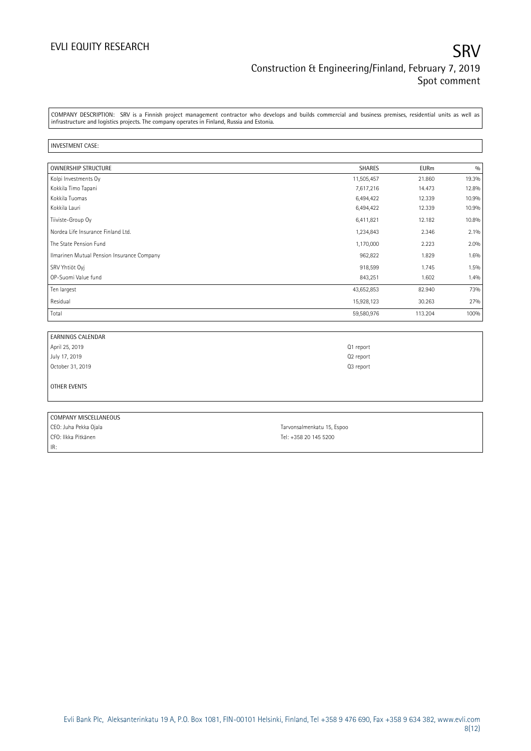COMPANY DESCRIPTION: SRV is a Finnish project management contractor who develops and builds commercial and business premises, residential units as well as infrastructure and logistics projects. The company operates in Finland, Russia and Estonia.

INVESTMENT CASE:

| OWNERSHIP STRUCTURE | SHARES | EURm | % |
|---|---|---|---|
| Kolpi Investments Oy | 11,505,457 | 21.860 | 19.3% |
| Kokkila Timo Tapani | 7,617,216 | 14.473 | 12.8% |
| Kokkila Tuomas | 6,494,422 | 12.339 | 10.9% |
| Kokkila Lauri | 6,494,422 | 12.339 | 10.9% |
| Tiiviste-Group Oy | 6,411,821 | 12.182 | 10.8% |
| Nordea Life Insurance Finland Ltd. | 1,234,843 | 2.346 | 2.1% |
| The State Pension Fund | 1,170,000 | 2.223 | 2.0% |
| Ilmarinen Mutual Pension Insurance Company | 962,822 | 1.829 | 1.6% |
| SRV Yhtiöt Oyj | 918,599 | 1.745 | 1.5% |
| OP-Suomi Value fund | 843,251 | 1.602 | 1.4% |
| Ten largest | 43,652,853 | 82.940 | 73% |
| Residual | 15,928,123 | 30.263 | 27% |
| Total | 59,580,976 | 113.204 | 100% |

| EARNINGS CALENDAR | |
|---|---|
| April 25, 2019 | Q1 report |
| July 17, 2019 | Q2 report |
| October 31, 2019 | Q3 report |

OTHER EVENTS

| COMPANY MISCELLANEOUS | |
|---|---|
| CEO: Juha Pekka Ojala | Tarvonsalmenkatu 15, Espoo |
| CFO: Ilkka Pitkänen | Tel: +358 20 145 5200 |
| IR: | |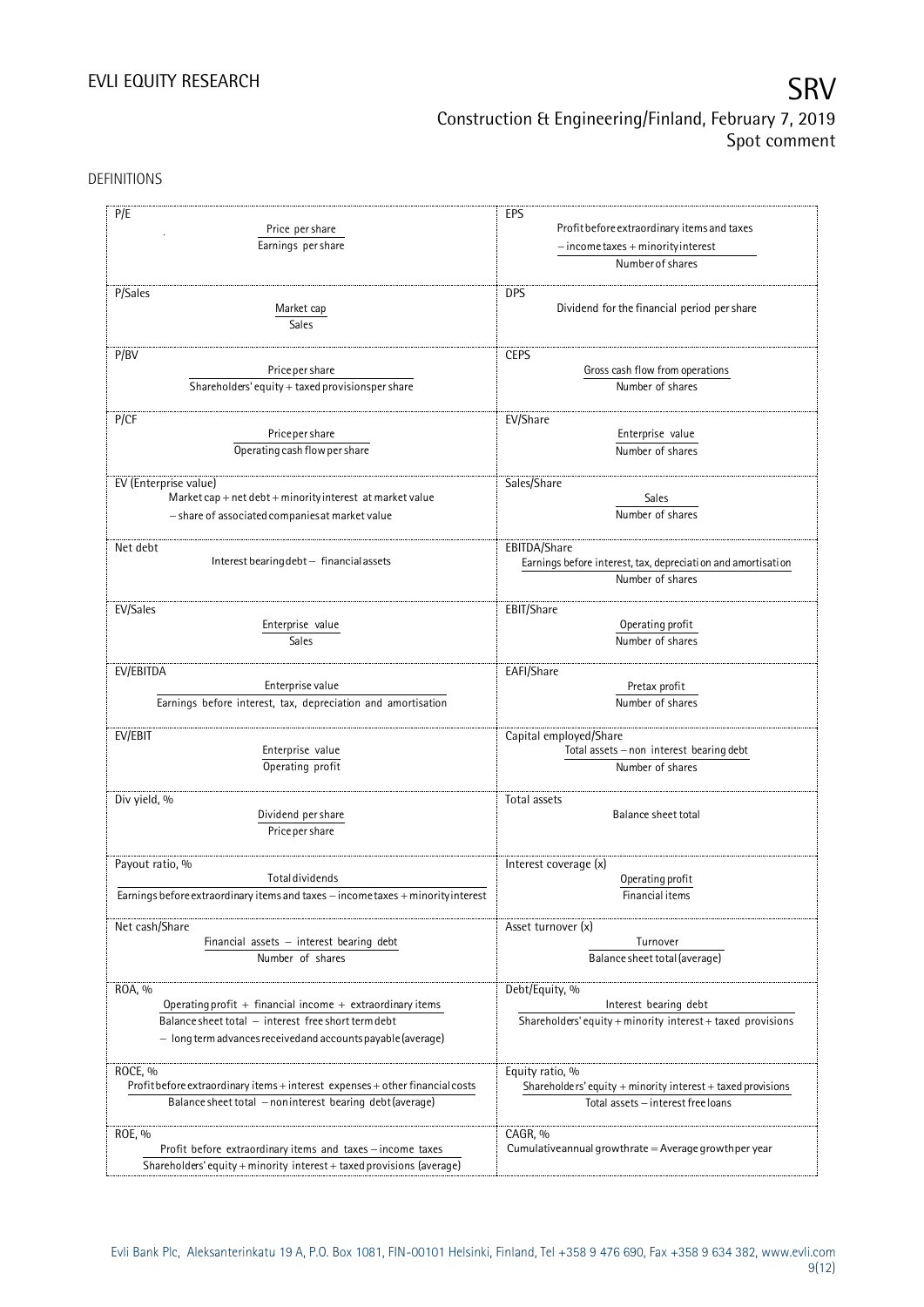DEFINITIONS

| | |
|---|---|
| **P/E**<br>$\frac{\text{Price per share}}{\text{Earnings per share}}$ | **EPS**<br>$\frac{\text{Profit before extraordinary items and taxes} - \text{income taxes} + \text{minority interest}}{\text{Number of shares}}$ |
| **P/Sales**<br>$\frac{\text{Market cap}}{\text{Sales}}$ | **DPS**<br>Dividend for the financial period per share |
| **P/BV**<br>$\frac{\text{Price per share}}{\text{Shareholders' equity} + \text{taxed provisions per share}}$ | **CEPS**<br>$\frac{\text{Gross cash flow from operations}}{\text{Number of shares}}$ |
| **P/CF**<br>$\frac{\text{Price per share}}{\text{Operating cash flow per share}}$ | **EV/Share**<br>$\frac{\text{Enterprise value}}{\text{Number of shares}}$ |
| **EV (Enterprise value)**<br>Market cap + net debt + minority interest at market value − share of associated companies at market value | **Sales/Share**<br>$\frac{\text{Sales}}{\text{Number of shares}}$ |
| **Net debt**<br>Interest bearing debt − financial assets | **EBITDA/Share**<br>$\frac{\text{Earnings before interest, tax, depreciation and amortisation}}{\text{Number of shares}}$ |
| **EV/Sales**<br>$\frac{\text{Enterprise value}}{\text{Sales}}$ | **EBIT/Share**<br>$\frac{\text{Operating profit}}{\text{Number of shares}}$ |
| **EV/EBITDA**<br>$\frac{\text{Enterprise value}}{\text{Earnings before interest, tax, depreciation and amortisation}}$ | **EAFI/Share**<br>$\frac{\text{Pretax profit}}{\text{Number of shares}}$ |
| **EV/EBIT**<br>$\frac{\text{Enterprise value}}{\text{Operating profit}}$ | **Capital employed/Share**<br>$\frac{\text{Total assets} - \text{non interest bearing debt}}{\text{Number of shares}}$ |
| **Div yield, %**<br>$\frac{\text{Dividend per share}}{\text{Price per share}}$ | **Total assets**<br>Balance sheet total |
| **Payout ratio, %**<br>$\frac{\text{Total dividends}}{\text{Earnings before extraordinary items and taxes} - \text{income taxes} + \text{minority interest}}$ | **Interest coverage (x)**<br>$\frac{\text{Operating profit}}{\text{Financial items}}$ |
| **Net cash/Share**<br>$\frac{\text{Financial assets} - \text{interest bearing debt}}{\text{Number of shares}}$ | **Asset turnover (x)**<br>$\frac{\text{Turnover}}{\text{Balance sheet total (average)}}$ |
| **ROA, %**<br>$\frac{\text{Operating profit} + \text{financial income} + \text{extraordinary items}}{\text{Balance sheet total} - \text{interest free short term debt} - \text{long term advances received and accounts payable (average)}}$ | **Debt/Equity, %**<br>$\frac{\text{Interest bearing debt}}{\text{Shareholders' equity} + \text{minority interest} + \text{taxed provisions}}$ |
| **ROCE, %**<br>$\frac{\text{Profit before extraordinary items} + \text{interest expenses} + \text{other financial costs}}{\text{Balance sheet total} - \text{noninterest bearing debt (average)}}$ | **Equity ratio, %**<br>$\frac{\text{Shareholders' equity} + \text{minority interest} + \text{taxed provisions}}{\text{Total assets} - \text{interest free loans}}$ |
| **ROE, %**<br>$\frac{\text{Profit before extraordinary items and taxes} - \text{income taxes}}{\text{Shareholders' equity} + \text{minority interest} + \text{taxed provisions (average)}}$ | **CAGR, %**<br>Cumulative annual growth rate = Average growth per year |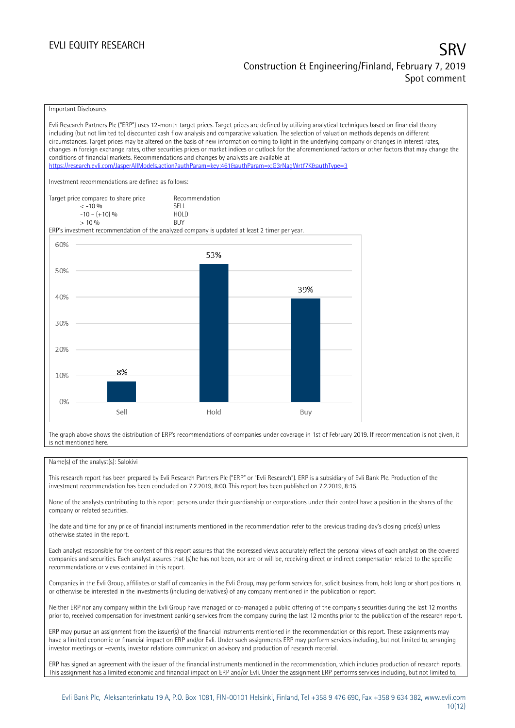Important Disclosures

Evli Research Partners Plc ("ERP") uses 12-month target prices. Target prices are defined by utilizing analytical techniques based on financial theory including (but not limited to) discounted cash flow analysis and comparative valuation. The selection of valuation methods depends on different circumstances. Target prices may be altered on the basis of new information coming to light in the underlying company or changes in interest rates, changes in foreign exchange rates, other securities prices or market indices or outlook for the aforementioned factors or other factors that may change the conditions of financial markets. Recommendations and changes by analysts are available at https://research.evli.com/JasperAllModels.action?authParam=key;461&authParam=x;G3rNagWrtf7K&authType=3

Investment recommendations are defined as follows:

| Target price compared to share price | Recommendation |
|---|---|
| < -10 % | SELL |
| -10 – (+10) % | HOLD |
| > 10 % | BUY |

ERP's investment recommendation of the analyzed company is updated at least 2 timer per year.

| | Sell | Hold | Buy |
|---|---|---|---|
| Share of recommendations | 8% | 53% | 39% |

The graph above shows the distribution of ERP's recommendations of companies under coverage in 1st of February 2019. If recommendation is not given, it is not mentioned here.

Name(s) of the analyst(s): Salokivi

This research report has been prepared by Evli Research Partners Plc ("ERP" or "Evli Research"). ERP is a subsidiary of Evli Bank Plc. Production of the investment recommendation has been concluded on 7.2.2019, 8:00. This report has been published on 7.2.2019, 8:15.

None of the analysts contributing to this report, persons under their guardianship or corporations under their control have a position in the shares of the company or related securities.

The date and time for any price of financial instruments mentioned in the recommendation refer to the previous trading day's closing price(s) unless otherwise stated in the report.

Each analyst responsible for the content of this report assures that the expressed views accurately reflect the personal views of each analyst on the covered companies and securities. Each analyst assures that (s)he has not been, nor are or will be, receiving direct or indirect compensation related to the specific recommendations or views contained in this report.

Companies in the Evli Group, affiliates or staff of companies in the Evli Group, may perform services for, solicit business from, hold long or short positions in, or otherwise be interested in the investments (including derivatives) of any company mentioned in the publication or report.

Neither ERP nor any company within the Evli Group have managed or co-managed a public offering of the company's securities during the last 12 months prior to, received compensation for investment banking services from the company during the last 12 months prior to the publication of the research report.

ERP may pursue an assignment from the issuer(s) of the financial instruments mentioned in the recommendation or this report. These assignments may have a limited economic or financial impact on ERP and/or Evli. Under such assignments ERP may perform services including, but not limited to, arranging investor meetings or –events, investor relations communication advisory and production of research material.

ERP has signed an agreement with the issuer of the financial instruments mentioned in the recommendation, which includes production of research reports. This assignment has a limited economic and financial impact on ERP and/or Evli. Under the assignment ERP performs services including, but not limited to,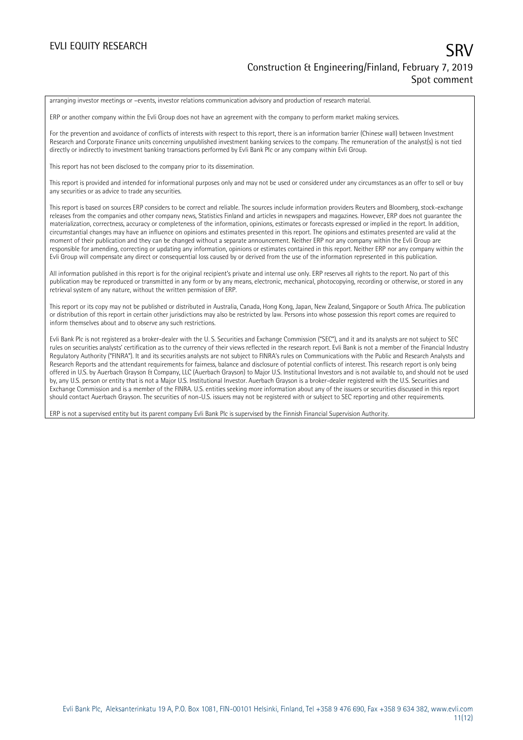arranging investor meetings or –events, investor relations communication advisory and production of research material.

ERP or another company within the Evli Group does not have an agreement with the company to perform market making services.

For the prevention and avoidance of conflicts of interests with respect to this report, there is an information barrier (Chinese wall) between Investment Research and Corporate Finance units concerning unpublished investment banking services to the company. The remuneration of the analyst(s) is not tied directly or indirectly to investment banking transactions performed by Evli Bank Plc or any company within Evli Group.

This report has not been disclosed to the company prior to its dissemination.

This report is provided and intended for informational purposes only and may not be used or considered under any circumstances as an offer to sell or buy any securities or as advice to trade any securities.

This report is based on sources ERP considers to be correct and reliable. The sources include information providers Reuters and Bloomberg, stock-exchange releases from the companies and other company news, Statistics Finland and articles in newspapers and magazines. However, ERP does not guarantee the materialization, correctness, accuracy or completeness of the information, opinions, estimates or forecasts expressed or implied in the report. In addition, circumstantial changes may have an influence on opinions and estimates presented in this report. The opinions and estimates presented are valid at the moment of their publication and they can be changed without a separate announcement. Neither ERP nor any company within the Evli Group are responsible for amending, correcting or updating any information, opinions or estimates contained in this report. Neither ERP nor any company within the Evli Group will compensate any direct or consequential loss caused by or derived from the use of the information represented in this publication.

All information published in this report is for the original recipient's private and internal use only. ERP reserves all rights to the report. No part of this publication may be reproduced or transmitted in any form or by any means, electronic, mechanical, photocopying, recording or otherwise, or stored in any retrieval system of any nature, without the written permission of ERP.

This report or its copy may not be published or distributed in Australia, Canada, Hong Kong, Japan, New Zealand, Singapore or South Africa. The publication or distribution of this report in certain other jurisdictions may also be restricted by law. Persons into whose possession this report comes are required to inform themselves about and to observe any such restrictions.

Evli Bank Plc is not registered as a broker-dealer with the U. S. Securities and Exchange Commission ("SEC"), and it and its analysts are not subject to SEC rules on securities analysts' certification as to the currency of their views reflected in the research report. Evli Bank is not a member of the Financial Industry Regulatory Authority ("FINRA"). It and its securities analysts are not subject to FINRA's rules on Communications with the Public and Research Analysts and Research Reports and the attendant requirements for fairness, balance and disclosure of potential conflicts of interest. This research report is only being offered in U.S. by Auerbach Grayson & Company, LLC (Auerbach Grayson) to Major U.S. Institutional Investors and is not available to, and should not be used by, any U.S. person or entity that is not a Major U.S. Institutional Investor. Auerbach Grayson is a broker-dealer registered with the U.S. Securities and Exchange Commission and is a member of the FINRA. U.S. entities seeking more information about any of the issuers or securities discussed in this report should contact Auerbach Grayson. The securities of non-U.S. issuers may not be registered with or subject to SEC reporting and other requirements.

ERP is not a supervised entity but its parent company Evli Bank Plc is supervised by the Finnish Financial Supervision Authority.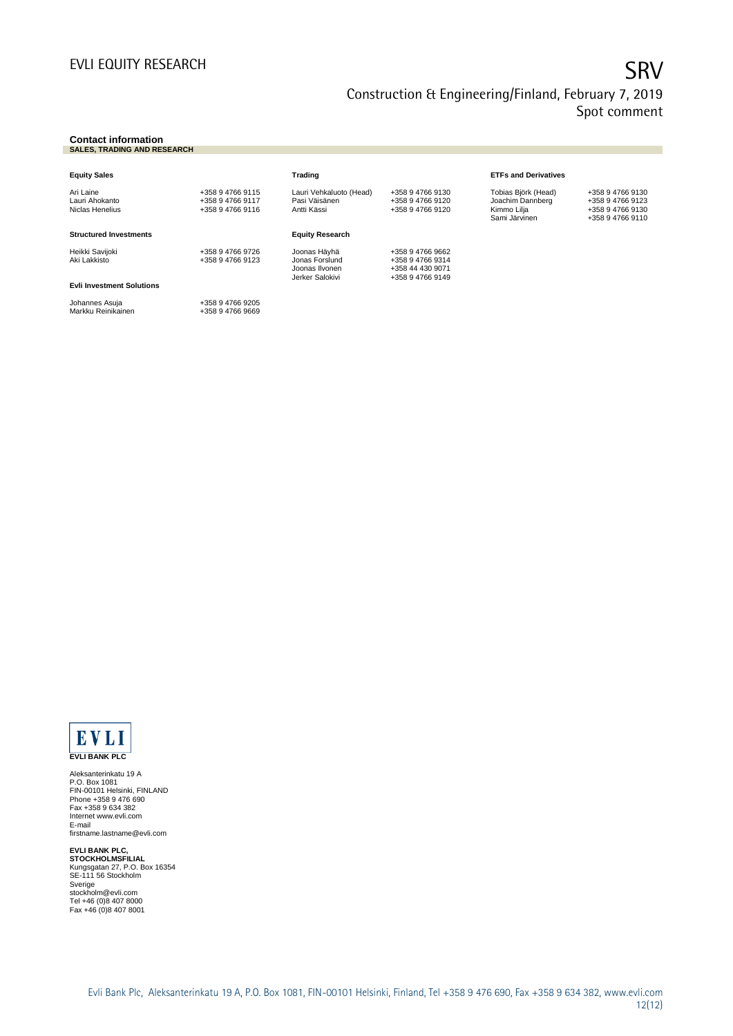# Contact information

**SALES, TRADING AND RESEARCH**

**Equity Sales**

| | |
|---|---|
| Ari Laine | +358 9 4766 9115 |
| Lauri Ahokanto | +358 9 4766 9117 |
| Niclas Henelius | +358 9 4766 9116 |

**Structured Investments**

| | |
|---|---|
| Heikki Savijoki | +358 9 4766 9726 |
| Aki Lakkisto | +358 9 4766 9123 |

**Evli Investment Solutions**

| | |
|---|---|
| Johannes Asuja | +358 9 4766 9205 |
| Markku Reinikainen | +358 9 4766 9669 |

**Trading**

| | |
|---|---|
| Lauri Vehkaluoto (Head) | +358 9 4766 9130 |
| Pasi Väisänen | +358 9 4766 9120 |
| Antti Kässi | +358 9 4766 9120 |

**Equity Research**

| | |
|---|---|
| Joonas Häyhä | +358 9 4766 9662 |
| Jonas Forslund | +358 9 4766 9314 |
| Joonas Ilvonen | +358 44 430 9071 |
| Jerker Salokivi | +358 9 4766 9149 |

**ETFs and Derivatives**

| | |
|---|---|
| Tobias Björk (Head) | +358 9 4766 9130 |
| Joachim Dannberg | +358 9 4766 9123 |
| Kimmo Lilja | +358 9 4766 9130 |
| Sami Järvinen | +358 9 4766 9110 |

**EVLI BANK PLC**

Aleksanterinkatu 19 A
P.O. Box 1081
FIN-00101 Helsinki, FINLAND
Phone +358 9 476 690
Fax +358 9 634 382
Internet www.evli.com
E-mail
firstname.lastname@evli.com

**EVLI BANK PLC, STOCKHOLMSFILIAL**
Kungsgatan 27, P.O. Box 16354
SE-111 56 Stockholm
Sverige
stockholm@evli.com
Tel +46 (0)8 407 8000
Fax +46 (0)8 407 8001